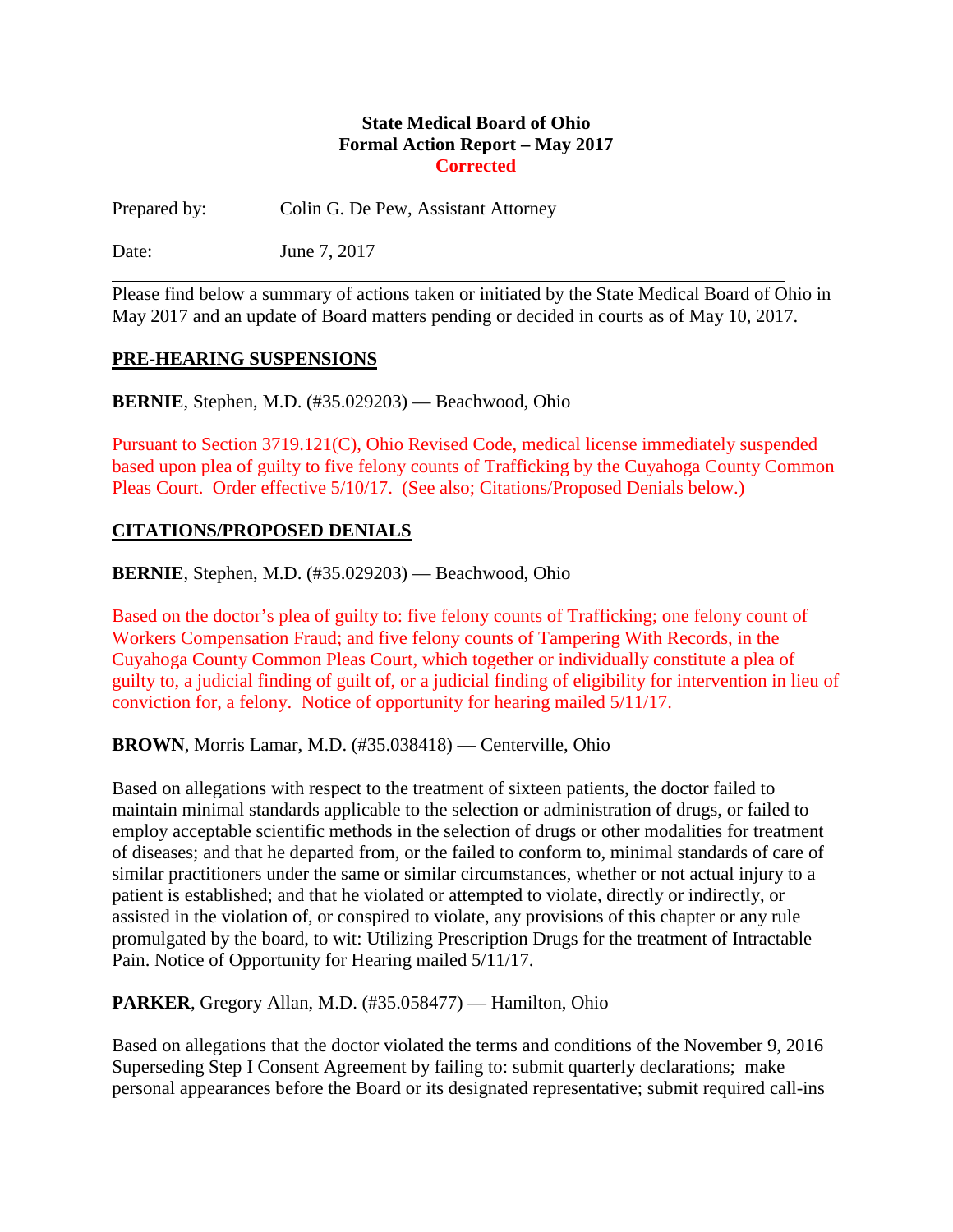**State Medical Board of Ohio**
**Formal Action Report – May 2017**
**Corrected**

Prepared by: Colin G. De Pew, Assistant Attorney

Date: June 7, 2017

---

Please find below a summary of actions taken or initiated by the State Medical Board of Ohio in May 2017 and an update of Board matters pending or decided in courts as of May 10, 2017.

## PRE-HEARING SUSPENSIONS

**BERNIE**, Stephen, M.D. (#35.029203) — Beachwood, Ohio

Pursuant to Section 3719.121(C), Ohio Revised Code, medical license immediately suspended based upon plea of guilty to five felony counts of Trafficking by the Cuyahoga County Common Pleas Court. Order effective 5/10/17. (See also; Citations/Proposed Denials below.)

## CITATIONS/PROPOSED DENIALS

**BERNIE**, Stephen, M.D. (#35.029203) — Beachwood, Ohio

Based on the doctor's plea of guilty to: five felony counts of Trafficking; one felony count of Workers Compensation Fraud; and five felony counts of Tampering With Records, in the Cuyahoga County Common Pleas Court, which together or individually constitute a plea of guilty to, a judicial finding of guilt of, or a judicial finding of eligibility for intervention in lieu of conviction for, a felony. Notice of opportunity for hearing mailed 5/11/17.

**BROWN**, Morris Lamar, M.D. (#35.038418) — Centerville, Ohio

Based on allegations with respect to the treatment of sixteen patients, the doctor failed to maintain minimal standards applicable to the selection or administration of drugs, or failed to employ acceptable scientific methods in the selection of drugs or other modalities for treatment of diseases; and that he departed from, or the failed to conform to, minimal standards of care of similar practitioners under the same or similar circumstances, whether or not actual injury to a patient is established; and that he violated or attempted to violate, directly or indirectly, or assisted in the violation of, or conspired to violate, any provisions of this chapter or any rule promulgated by the board, to wit: Utilizing Prescription Drugs for the treatment of Intractable Pain. Notice of Opportunity for Hearing mailed 5/11/17.

**PARKER**, Gregory Allan, M.D. (#35.058477) — Hamilton, Ohio

Based on allegations that the doctor violated the terms and conditions of the November 9, 2016 Superseding Step I Consent Agreement by failing to: submit quarterly declarations; make personal appearances before the Board or its designated representative; submit required call-ins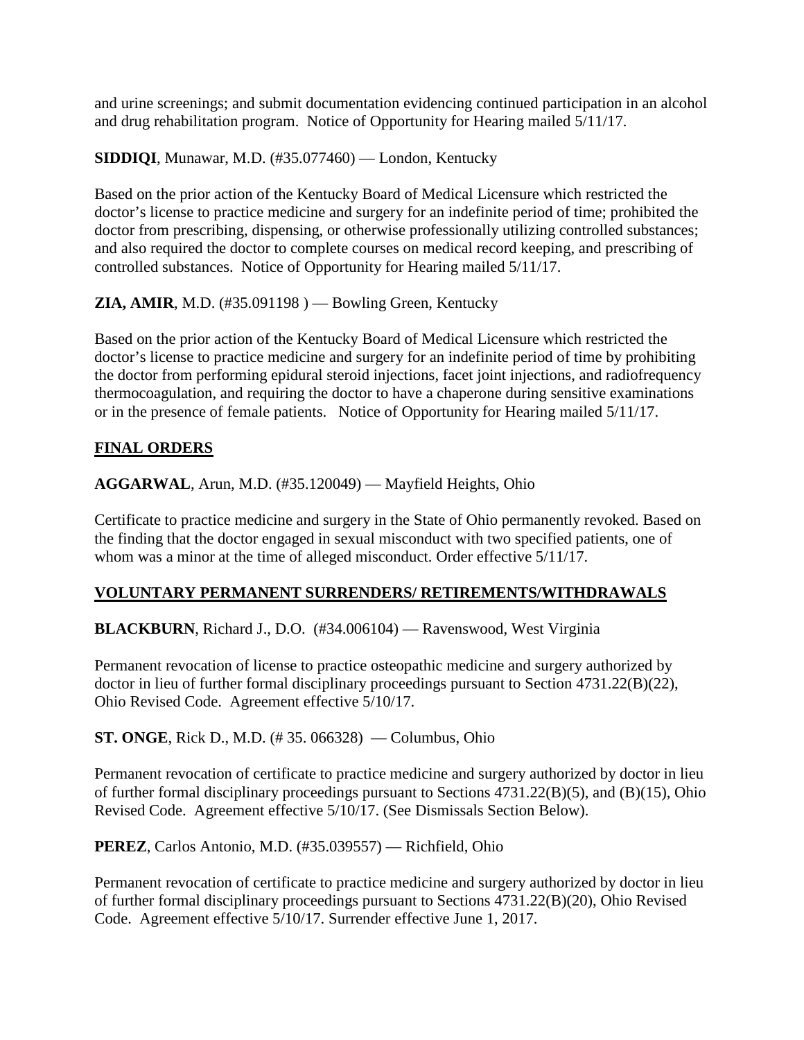and urine screenings; and submit documentation evidencing continued participation in an alcohol and drug rehabilitation program. Notice of Opportunity for Hearing mailed 5/11/17.

**SIDDIQI**, Munawar, M.D. (#35.077460) — London, Kentucky

Based on the prior action of the Kentucky Board of Medical Licensure which restricted the doctor's license to practice medicine and surgery for an indefinite period of time; prohibited the doctor from prescribing, dispensing, or otherwise professionally utilizing controlled substances; and also required the doctor to complete courses on medical record keeping, and prescribing of controlled substances. Notice of Opportunity for Hearing mailed 5/11/17.

**ZIA, AMIR**, M.D. (#35.091198 ) — Bowling Green, Kentucky

Based on the prior action of the Kentucky Board of Medical Licensure which restricted the doctor's license to practice medicine and surgery for an indefinite period of time by prohibiting the doctor from performing epidural steroid injections, facet joint injections, and radiofrequency thermocoagulation, and requiring the doctor to have a chaperone during sensitive examinations or in the presence of female patients. Notice of Opportunity for Hearing mailed 5/11/17.

## FINAL ORDERS

**AGGARWAL**, Arun, M.D. (#35.120049) — Mayfield Heights, Ohio

Certificate to practice medicine and surgery in the State of Ohio permanently revoked. Based on the finding that the doctor engaged in sexual misconduct with two specified patients, one of whom was a minor at the time of alleged misconduct. Order effective 5/11/17.

## VOLUNTARY PERMANENT SURRENDERS/ RETIREMENTS/WITHDRAWALS

**BLACKBURN**, Richard J., D.O. (#34.006104) — Ravenswood, West Virginia

Permanent revocation of license to practice osteopathic medicine and surgery authorized by doctor in lieu of further formal disciplinary proceedings pursuant to Section 4731.22(B)(22), Ohio Revised Code. Agreement effective 5/10/17.

**ST. ONGE**, Rick D., M.D. (# 35. 066328) — Columbus, Ohio

Permanent revocation of certificate to practice medicine and surgery authorized by doctor in lieu of further formal disciplinary proceedings pursuant to Sections 4731.22(B)(5), and (B)(15), Ohio Revised Code. Agreement effective 5/10/17. (See Dismissals Section Below).

**PEREZ**, Carlos Antonio, M.D. (#35.039557) — Richfield, Ohio

Permanent revocation of certificate to practice medicine and surgery authorized by doctor in lieu of further formal disciplinary proceedings pursuant to Sections 4731.22(B)(20), Ohio Revised Code. Agreement effective 5/10/17. Surrender effective June 1, 2017.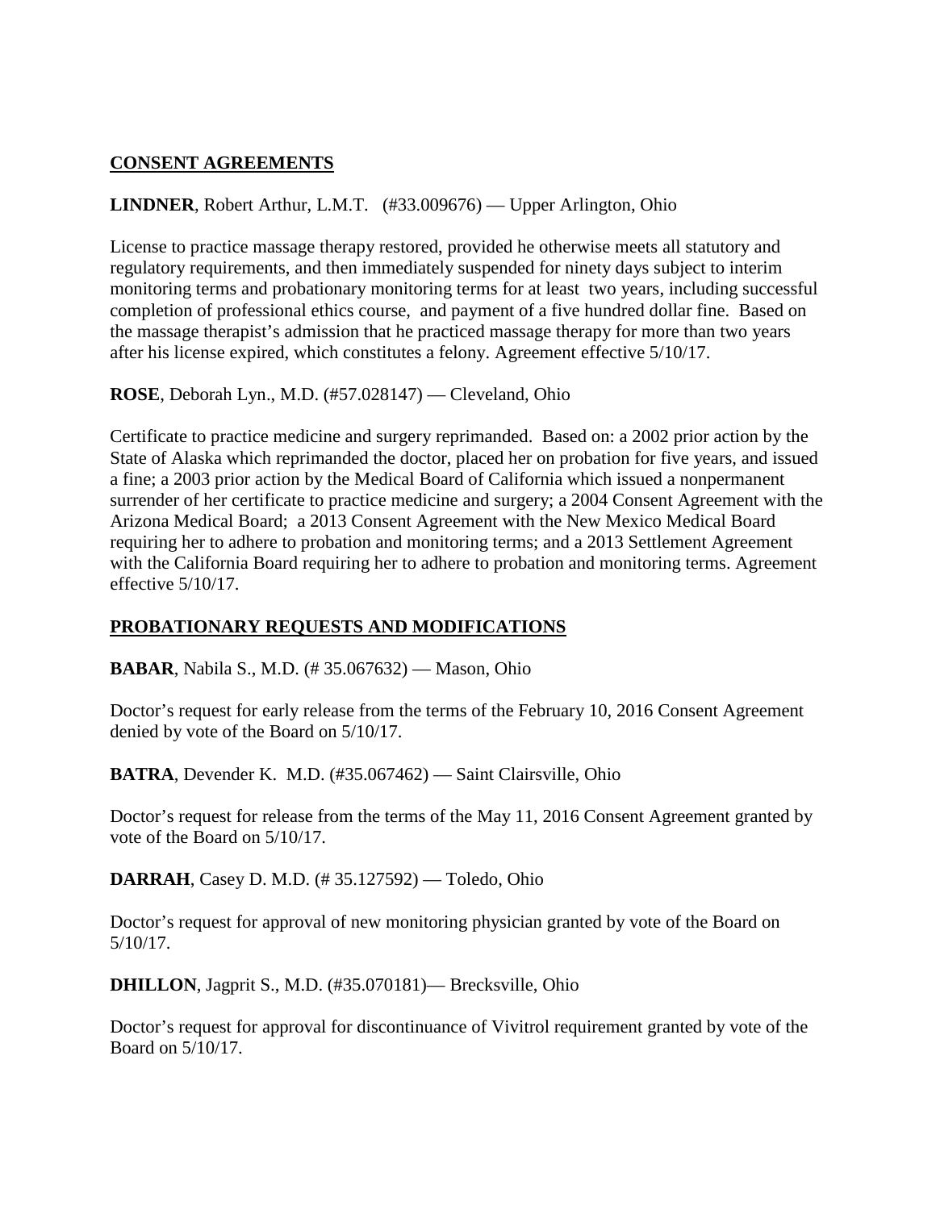## CONSENT AGREEMENTS

**LINDNER**, Robert Arthur, L.M.T. (#33.009676) — Upper Arlington, Ohio

License to practice massage therapy restored, provided he otherwise meets all statutory and regulatory requirements, and then immediately suspended for ninety days subject to interim monitoring terms and probationary monitoring terms for at least two years, including successful completion of professional ethics course, and payment of a five hundred dollar fine. Based on the massage therapist's admission that he practiced massage therapy for more than two years after his license expired, which constitutes a felony. Agreement effective 5/10/17.

**ROSE**, Deborah Lyn., M.D. (#57.028147) — Cleveland, Ohio

Certificate to practice medicine and surgery reprimanded. Based on: a 2002 prior action by the State of Alaska which reprimanded the doctor, placed her on probation for five years, and issued a fine; a 2003 prior action by the Medical Board of California which issued a nonpermanent surrender of her certificate to practice medicine and surgery; a 2004 Consent Agreement with the Arizona Medical Board; a 2013 Consent Agreement with the New Mexico Medical Board requiring her to adhere to probation and monitoring terms; and a 2013 Settlement Agreement with the California Board requiring her to adhere to probation and monitoring terms. Agreement effective 5/10/17.

## PROBATIONARY REQUESTS AND MODIFICATIONS

**BABAR**, Nabila S., M.D. (# 35.067632) — Mason, Ohio

Doctor's request for early release from the terms of the February 10, 2016 Consent Agreement denied by vote of the Board on 5/10/17.

**BATRA**, Devender K. M.D. (#35.067462) — Saint Clairsville, Ohio

Doctor's request for release from the terms of the May 11, 2016 Consent Agreement granted by vote of the Board on 5/10/17.

**DARRAH**, Casey D. M.D. (# 35.127592) — Toledo, Ohio

Doctor's request for approval of new monitoring physician granted by vote of the Board on 5/10/17.

**DHILLON**, Jagprit S., M.D. (#35.070181)— Brecksville, Ohio

Doctor's request for approval for discontinuance of Vivitrol requirement granted by vote of the Board on 5/10/17.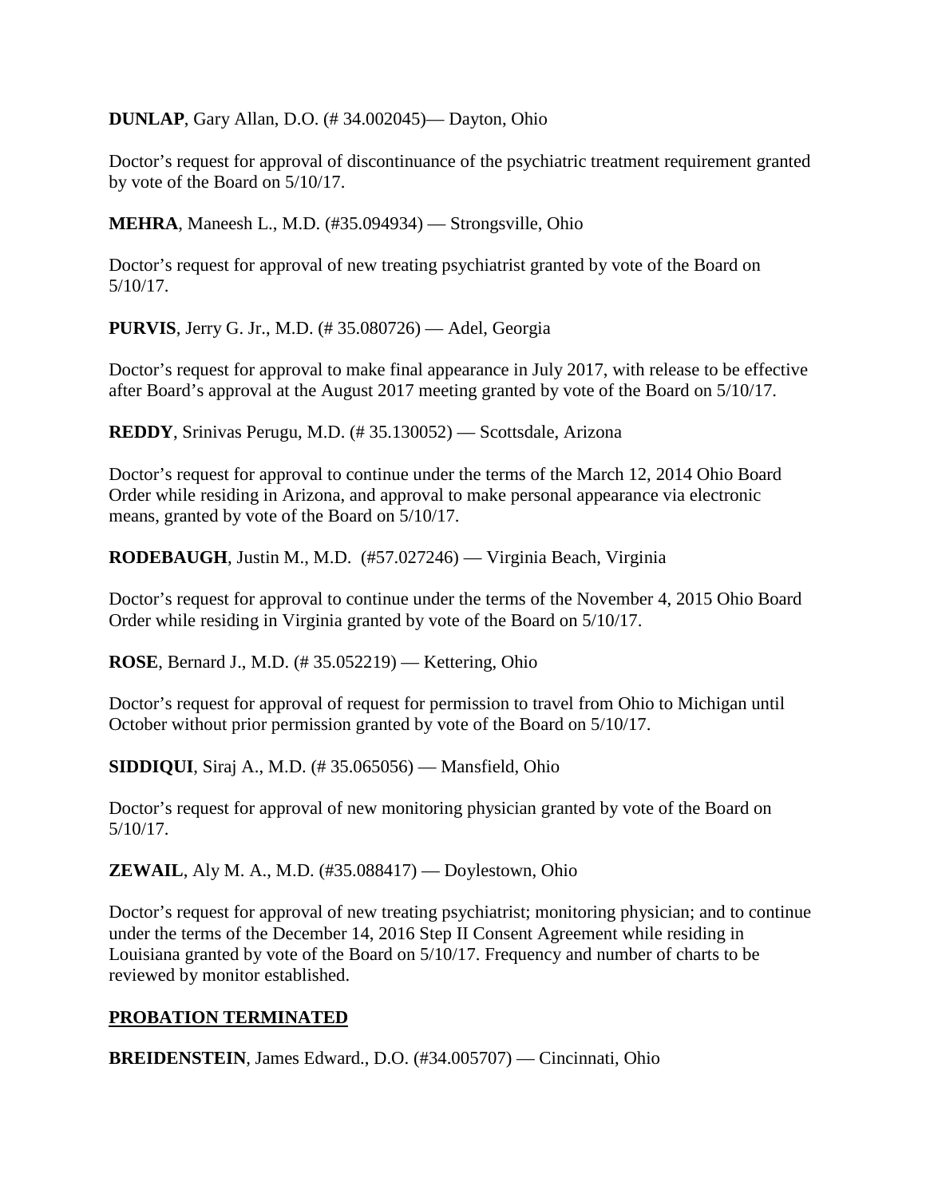**DUNLAP**, Gary Allan, D.O. (# 34.002045)— Dayton, Ohio

Doctor's request for approval of discontinuance of the psychiatric treatment requirement granted by vote of the Board on 5/10/17.

**MEHRA**, Maneesh L., M.D. (#35.094934) — Strongsville, Ohio

Doctor's request for approval of new treating psychiatrist granted by vote of the Board on 5/10/17.

**PURVIS**, Jerry G. Jr., M.D. (# 35.080726) — Adel, Georgia

Doctor's request for approval to make final appearance in July 2017, with release to be effective after Board's approval at the August 2017 meeting granted by vote of the Board on 5/10/17.

**REDDY**, Srinivas Perugu, M.D. (# 35.130052) — Scottsdale, Arizona

Doctor's request for approval to continue under the terms of the March 12, 2014 Ohio Board Order while residing in Arizona, and approval to make personal appearance via electronic means, granted by vote of the Board on 5/10/17.

**RODEBAUGH**, Justin M., M.D. (#57.027246) — Virginia Beach, Virginia

Doctor's request for approval to continue under the terms of the November 4, 2015 Ohio Board Order while residing in Virginia granted by vote of the Board on 5/10/17.

**ROSE**, Bernard J., M.D. (# 35.052219) — Kettering, Ohio

Doctor's request for approval of request for permission to travel from Ohio to Michigan until October without prior permission granted by vote of the Board on 5/10/17.

**SIDDIQUI**, Siraj A., M.D. (# 35.065056) — Mansfield, Ohio

Doctor's request for approval of new monitoring physician granted by vote of the Board on 5/10/17.

**ZEWAIL**, Aly M. A., M.D. (#35.088417) — Doylestown, Ohio

Doctor's request for approval of new treating psychiatrist; monitoring physician; and to continue under the terms of the December 14, 2016 Step II Consent Agreement while residing in Louisiana granted by vote of the Board on 5/10/17. Frequency and number of charts to be reviewed by monitor established.

## PROBATION TERMINATED

**BREIDENSTEIN**, James Edward., D.O. (#34.005707) — Cincinnati, Ohio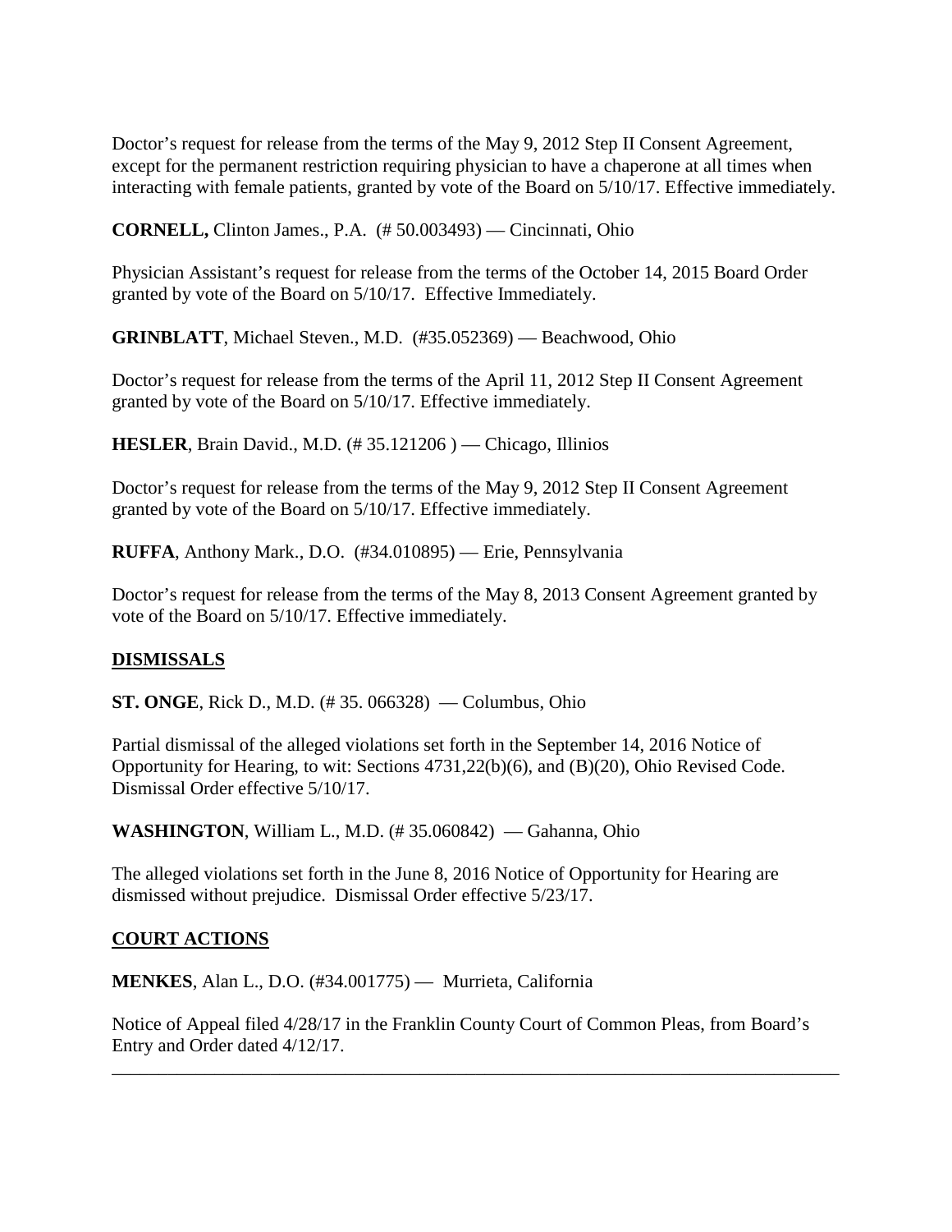Doctor's request for release from the terms of the May 9, 2012 Step II Consent Agreement, except for the permanent restriction requiring physician to have a chaperone at all times when interacting with female patients, granted by vote of the Board on 5/10/17. Effective immediately.

**CORNELL,** Clinton James., P.A. (# 50.003493) — Cincinnati, Ohio

Physician Assistant's request for release from the terms of the October 14, 2015 Board Order granted by vote of the Board on 5/10/17. Effective Immediately.

**GRINBLATT**, Michael Steven., M.D. (#35.052369) — Beachwood, Ohio

Doctor's request for release from the terms of the April 11, 2012 Step II Consent Agreement granted by vote of the Board on 5/10/17. Effective immediately.

**HESLER**, Brain David., M.D. (# 35.121206 ) — Chicago, Illinios

Doctor's request for release from the terms of the May 9, 2012 Step II Consent Agreement granted by vote of the Board on 5/10/17. Effective immediately.

**RUFFA**, Anthony Mark., D.O. (#34.010895) — Erie, Pennsylvania

Doctor's request for release from the terms of the May 8, 2013 Consent Agreement granted by vote of the Board on 5/10/17. Effective immediately.

## DISMISSALS

**ST. ONGE**, Rick D., M.D. (# 35. 066328) — Columbus, Ohio

Partial dismissal of the alleged violations set forth in the September 14, 2016 Notice of Opportunity for Hearing, to wit: Sections 4731,22(b)(6), and (B)(20), Ohio Revised Code. Dismissal Order effective 5/10/17.

**WASHINGTON**, William L., M.D. (# 35.060842) — Gahanna, Ohio

The alleged violations set forth in the June 8, 2016 Notice of Opportunity for Hearing are dismissed without prejudice. Dismissal Order effective 5/23/17.

## COURT ACTIONS

**MENKES**, Alan L., D.O. (#34.001775) — Murrieta, California

Notice of Appeal filed 4/28/17 in the Franklin County Court of Common Pleas, from Board's Entry and Order dated 4/12/17.

---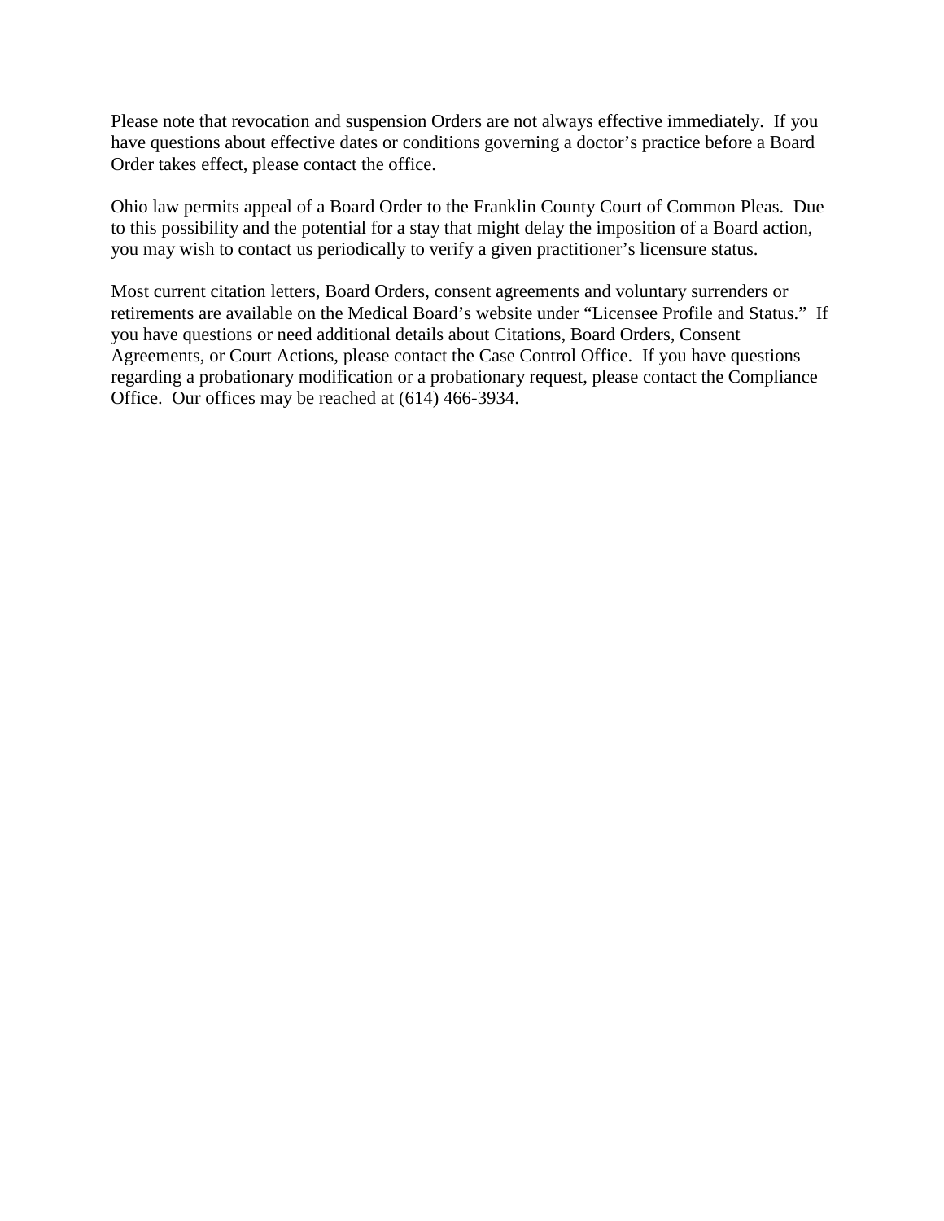Please note that revocation and suspension Orders are not always effective immediately. If you have questions about effective dates or conditions governing a doctor's practice before a Board Order takes effect, please contact the office.

Ohio law permits appeal of a Board Order to the Franklin County Court of Common Pleas. Due to this possibility and the potential for a stay that might delay the imposition of a Board action, you may wish to contact us periodically to verify a given practitioner's licensure status.

Most current citation letters, Board Orders, consent agreements and voluntary surrenders or retirements are available on the Medical Board's website under "Licensee Profile and Status." If you have questions or need additional details about Citations, Board Orders, Consent Agreements, or Court Actions, please contact the Case Control Office. If you have questions regarding a probationary modification or a probationary request, please contact the Compliance Office. Our offices may be reached at (614) 466-3934.